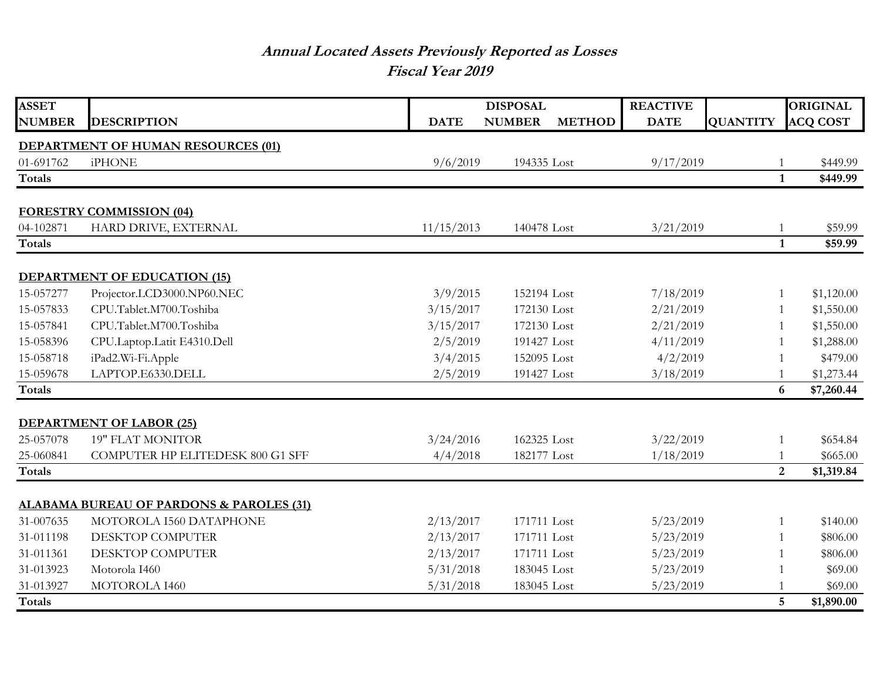# *Annual Located Assets Previously Reported as Losses*
## *Fiscal Year 2019*

| ASSET NUMBER | DESCRIPTION | DISPOSAL DATE | DISPOSAL NUMBER | DISPOSAL METHOD | REACTIVE DATE | QUANTITY | ORIGINAL ACQ COST |
|---|---|---|---|---|---|---|---|
| **DEPARTMENT OF HUMAN RESOURCES (01)** | | | | | | | |
| 01-691762 | iPHONE | 9/6/2019 | 194335 | Lost | 9/17/2019 | 1 | $449.99 |
| **Totals** | | | | | | **1** | **$449.99** |
| **FORESTRY COMMISSION (04)** | | | | | | | |
| 04-102871 | HARD DRIVE, EXTERNAL | 11/15/2013 | 140478 | Lost | 3/21/2019 | 1 | $59.99 |
| **Totals** | | | | | | **1** | **$59.99** |
| **DEPARTMENT OF EDUCATION (15)** | | | | | | | |
| 15-057277 | Projector.LCD3000.NP60.NEC | 3/9/2015 | 152194 | Lost | 7/18/2019 | 1 | $1,120.00 |
| 15-057833 | CPU.Tablet.M700.Toshiba | 3/15/2017 | 172130 | Lost | 2/21/2019 | 1 | $1,550.00 |
| 15-057841 | CPU.Tablet.M700.Toshiba | 3/15/2017 | 172130 | Lost | 2/21/2019 | 1 | $1,550.00 |
| 15-058396 | CPU.Laptop.Latit E4310.Dell | 2/5/2019 | 191427 | Lost | 4/11/2019 | 1 | $1,288.00 |
| 15-058718 | iPad2.Wi-Fi.Apple | 3/4/2015 | 152095 | Lost | 4/2/2019 | 1 | $479.00 |
| 15-059678 | LAPTOP.E6330.DELL | 2/5/2019 | 191427 | Lost | 3/18/2019 | 1 | $1,273.44 |
| **Totals** | | | | | | **6** | **$7,260.44** |
| **DEPARTMENT OF LABOR (25)** | | | | | | | |
| 25-057078 | 19" FLAT MONITOR | 3/24/2016 | 162325 | Lost | 3/22/2019 | 1 | $654.84 |
| 25-060841 | COMPUTER HP ELITEDESK 800 G1 SFF | 4/4/2018 | 182177 | Lost | 1/18/2019 | 1 | $665.00 |
| **Totals** | | | | | | **2** | **$1,319.84** |
| **ALABAMA BUREAU OF PARDONS & PAROLES (31)** | | | | | | | |
| 31-007635 | MOTOROLA I560 DATAPHONE | 2/13/2017 | 171711 | Lost | 5/23/2019 | 1 | $140.00 |
| 31-011198 | DESKTOP COMPUTER | 2/13/2017 | 171711 | Lost | 5/23/2019 | 1 | $806.00 |
| 31-011361 | DESKTOP COMPUTER | 2/13/2017 | 171711 | Lost | 5/23/2019 | 1 | $806.00 |
| 31-013923 | Motorola I460 | 5/31/2018 | 183045 | Lost | 5/23/2019 | 1 | $69.00 |
| 31-013927 | MOTOROLA I460 | 5/31/2018 | 183045 | Lost | 5/23/2019 | 1 | $69.00 |
| **Totals** | | | | | | **5** | **$1,890.00** |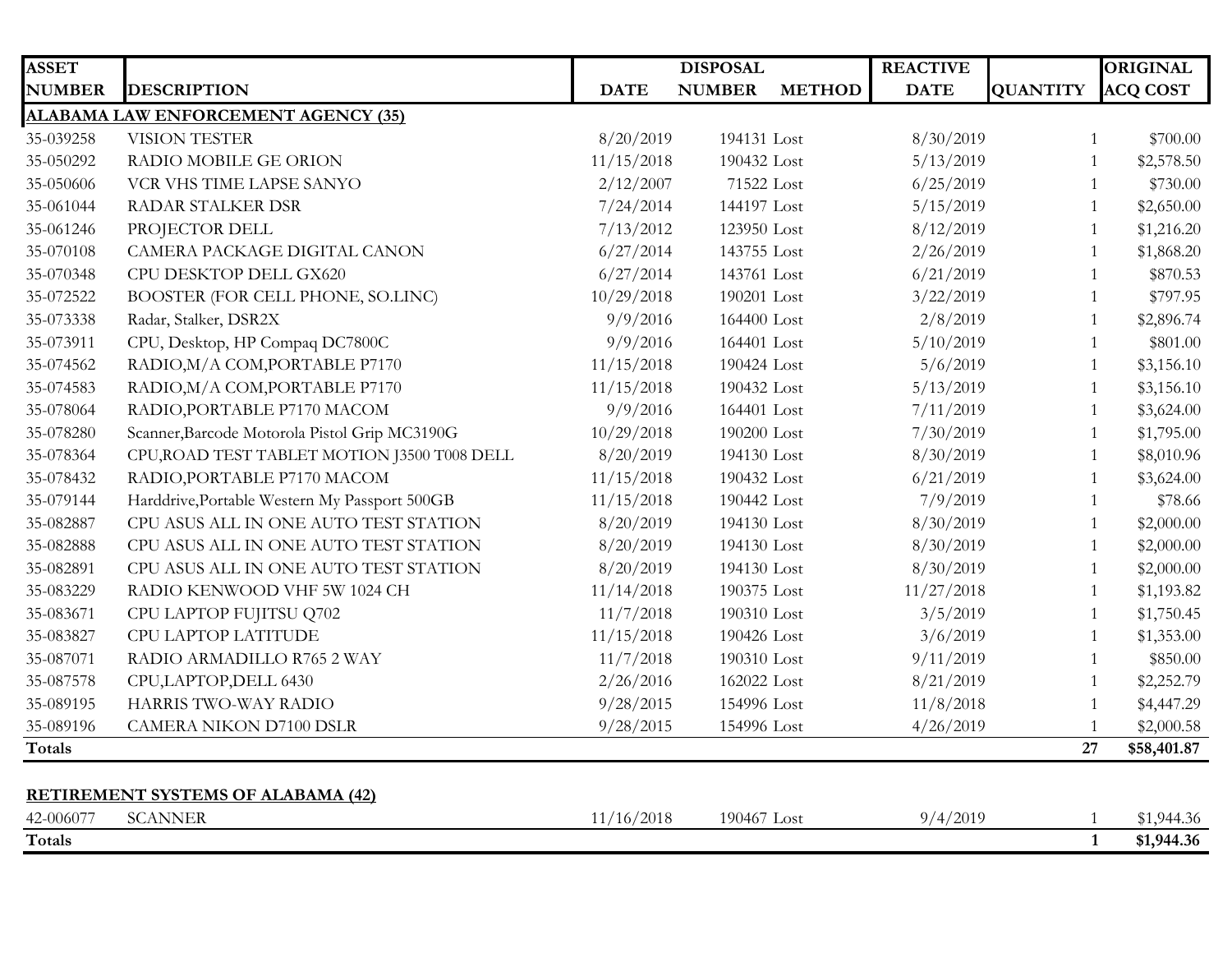| ASSET NUMBER | DESCRIPTION | DISPOSAL DATE | DISPOSAL NUMBER | DISPOSAL METHOD | REACTIVE DATE | QUANTITY | ORIGINAL ACQ COST |
|---|---|---|---|---|---|---|---|
| **ALABAMA LAW ENFORCEMENT AGENCY (35)** | | | | | | | |
| 35-039258 | VISION TESTER | 8/20/2019 | 194131 | Lost | 8/30/2019 | 1 | $700.00 |
| 35-050292 | RADIO MOBILE GE ORION | 11/15/2018 | 190432 | Lost | 5/13/2019 | 1 | $2,578.50 |
| 35-050606 | VCR VHS TIME LAPSE SANYO | 2/12/2007 | 71522 | Lost | 6/25/2019 | 1 | $730.00 |
| 35-061044 | RADAR STALKER DSR | 7/24/2014 | 144197 | Lost | 5/15/2019 | 1 | $2,650.00 |
| 35-061246 | PROJECTOR DELL | 7/13/2012 | 123950 | Lost | 8/12/2019 | 1 | $1,216.20 |
| 35-070108 | CAMERA PACKAGE DIGITAL CANON | 6/27/2014 | 143755 | Lost | 2/26/2019 | 1 | $1,868.20 |
| 35-070348 | CPU DESKTOP DELL GX620 | 6/27/2014 | 143761 | Lost | 6/21/2019 | 1 | $870.53 |
| 35-072522 | BOOSTER (FOR CELL PHONE, SO.LINC) | 10/29/2018 | 190201 | Lost | 3/22/2019 | 1 | $797.95 |
| 35-073338 | Radar, Stalker, DSR2X | 9/9/2016 | 164400 | Lost | 2/8/2019 | 1 | $2,896.74 |
| 35-073911 | CPU, Desktop, HP Compaq DC7800C | 9/9/2016 | 164401 | Lost | 5/10/2019 | 1 | $801.00 |
| 35-074562 | RADIO,M/A COM,PORTABLE P7170 | 11/15/2018 | 190424 | Lost | 5/6/2019 | 1 | $3,156.10 |
| 35-074583 | RADIO,M/A COM,PORTABLE P7170 | 11/15/2018 | 190432 | Lost | 5/13/2019 | 1 | $3,156.10 |
| 35-078064 | RADIO,PORTABLE P7170 MACOM | 9/9/2016 | 164401 | Lost | 7/11/2019 | 1 | $3,624.00 |
| 35-078280 | Scanner,Barcode Motorola Pistol Grip MC3190G | 10/29/2018 | 190200 | Lost | 7/30/2019 | 1 | $1,795.00 |
| 35-078364 | CPU,ROAD TEST TABLET MOTION J3500 T008 DELL | 8/20/2019 | 194130 | Lost | 8/30/2019 | 1 | $8,010.96 |
| 35-078432 | RADIO,PORTABLE P7170 MACOM | 11/15/2018 | 190432 | Lost | 6/21/2019 | 1 | $3,624.00 |
| 35-079144 | Harddrive,Portable Western My Passport 500GB | 11/15/2018 | 190442 | Lost | 7/9/2019 | 1 | $78.66 |
| 35-082887 | CPU ASUS ALL IN ONE AUTO TEST STATION | 8/20/2019 | 194130 | Lost | 8/30/2019 | 1 | $2,000.00 |
| 35-082888 | CPU ASUS ALL IN ONE AUTO TEST STATION | 8/20/2019 | 194130 | Lost | 8/30/2019 | 1 | $2,000.00 |
| 35-082891 | CPU ASUS ALL IN ONE AUTO TEST STATION | 8/20/2019 | 194130 | Lost | 8/30/2019 | 1 | $2,000.00 |
| 35-083229 | RADIO KENWOOD VHF 5W 1024 CH | 11/14/2018 | 190375 | Lost | 11/27/2018 | 1 | $1,193.82 |
| 35-083671 | CPU LAPTOP FUJITSU Q702 | 11/7/2018 | 190310 | Lost | 3/5/2019 | 1 | $1,750.45 |
| 35-083827 | CPU LAPTOP LATITUDE | 11/15/2018 | 190426 | Lost | 3/6/2019 | 1 | $1,353.00 |
| 35-087071 | RADIO ARMADILLO R765 2 WAY | 11/7/2018 | 190310 | Lost | 9/11/2019 | 1 | $850.00 |
| 35-087578 | CPU,LAPTOP,DELL 6430 | 2/26/2016 | 162022 | Lost | 8/21/2019 | 1 | $2,252.79 |
| 35-089195 | HARRIS TWO-WAY RADIO | 9/28/2015 | 154996 | Lost | 11/8/2018 | 1 | $4,447.29 |
| 35-089196 | CAMERA NIKON D7100 DSLR | 9/28/2015 | 154996 | Lost | 4/26/2019 | 1 | $2,000.58 |
| **Totals** | | | | | | **27** | **$58,401.87** |
| | | | | | | | |
| **RETIREMENT SYSTEMS OF ALABAMA (42)** | | | | | | | |
| 42-006077 | SCANNER | 11/16/2018 | 190467 | Lost | 9/4/2019 | 1 | $1,944.36 |
| **Totals** | | | | | | **1** | **$1,944.36** |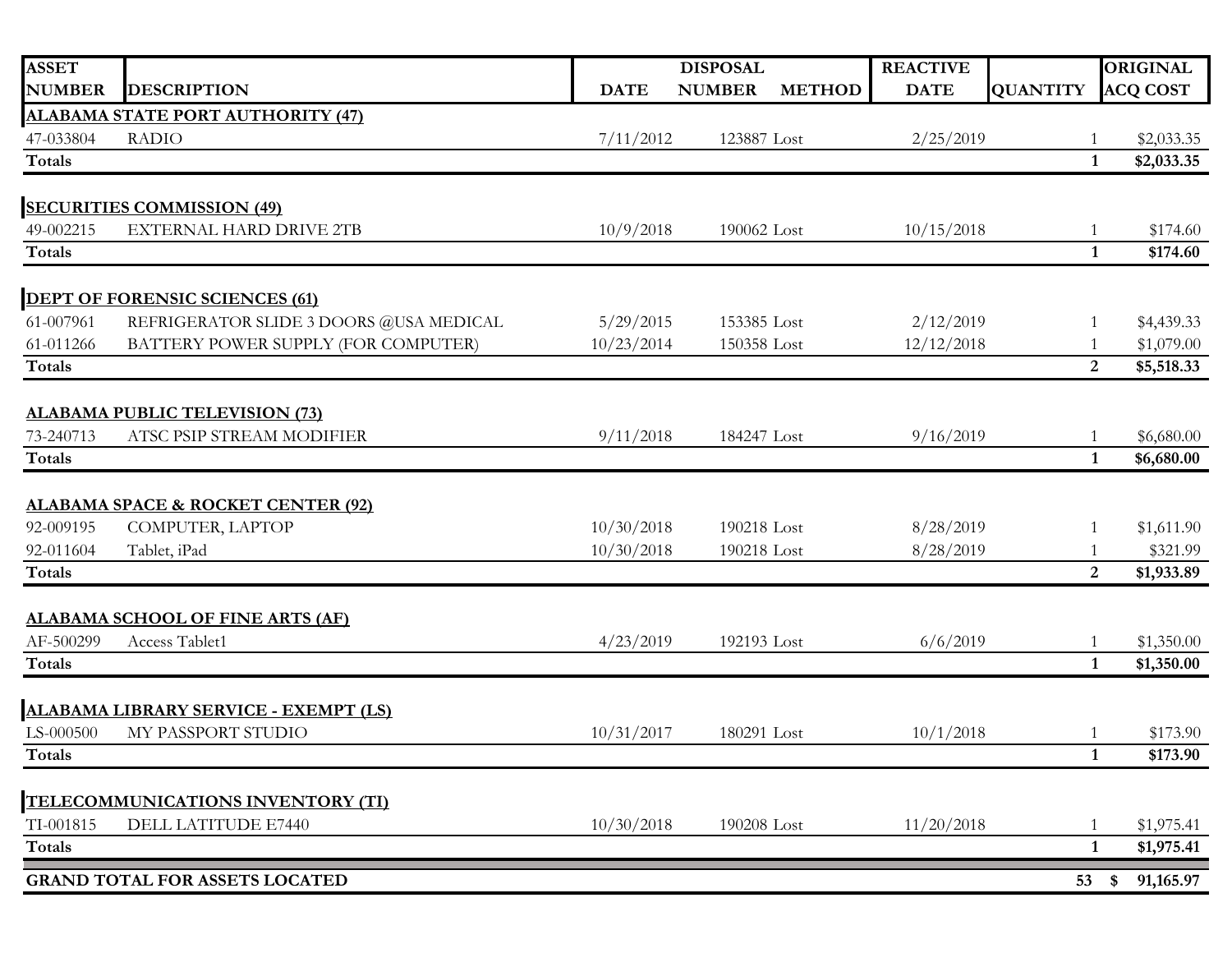| ASSET NUMBER | DESCRIPTION | DISPOSAL DATE | DISPOSAL NUMBER | DISPOSAL METHOD | REACTIVE DATE | QUANTITY | ORIGINAL ACQ COST |
|---|---|---|---|---|---|---|---|
| **ALABAMA STATE PORT AUTHORITY (47)** | | | | | | | |
| 47-033804 | RADIO | 7/11/2012 | 123887 | Lost | 2/25/2019 | 1 | $2,033.35 |
| **Totals** | | | | | | **1** | **$2,033.35** |
| **SECURITIES COMMISSION (49)** | | | | | | | |
| 49-002215 | EXTERNAL HARD DRIVE 2TB | 10/9/2018 | 190062 | Lost | 10/15/2018 | 1 | $174.60 |
| **Totals** | | | | | | **1** | **$174.60** |
| **DEPT OF FORENSIC SCIENCES (61)** | | | | | | | |
| 61-007961 | REFRIGERATOR SLIDE 3 DOORS @USA MEDICAL | 5/29/2015 | 153385 | Lost | 2/12/2019 | 1 | $4,439.33 |
| 61-011266 | BATTERY POWER SUPPLY (FOR COMPUTER) | 10/23/2014 | 150358 | Lost | 12/12/2018 | 1 | $1,079.00 |
| **Totals** | | | | | | **2** | **$5,518.33** |
| **ALABAMA PUBLIC TELEVISION (73)** | | | | | | | |
| 73-240713 | ATSC PSIP STREAM MODIFIER | 9/11/2018 | 184247 | Lost | 9/16/2019 | 1 | $6,680.00 |
| **Totals** | | | | | | **1** | **$6,680.00** |
| **ALABAMA SPACE & ROCKET CENTER (92)** | | | | | | | |
| 92-009195 | COMPUTER, LAPTOP | 10/30/2018 | 190218 | Lost | 8/28/2019 | 1 | $1,611.90 |
| 92-011604 | Tablet, iPad | 10/30/2018 | 190218 | Lost | 8/28/2019 | 1 | $321.99 |
| **Totals** | | | | | | **2** | **$1,933.89** |
| **ALABAMA SCHOOL OF FINE ARTS (AF)** | | | | | | | |
| AF-500299 | Access Tablet1 | 4/23/2019 | 192193 | Lost | 6/6/2019 | 1 | $1,350.00 |
| **Totals** | | | | | | **1** | **$1,350.00** |
| **ALABAMA LIBRARY SERVICE - EXEMPT (LS)** | | | | | | | |
| LS-000500 | MY PASSPORT STUDIO | 10/31/2017 | 180291 | Lost | 10/1/2018 | 1 | $173.90 |
| **Totals** | | | | | | **1** | **$173.90** |
| **TELECOMMUNICATIONS INVENTORY (TI)** | | | | | | | |
| TI-001815 | DELL LATITUDE E7440 | 10/30/2018 | 190208 | Lost | 11/20/2018 | 1 | $1,975.41 |
| **Totals** | | | | | | **1** | **$1,975.41** |
| **GRAND TOTAL FOR ASSETS LOCATED** | | | | | | **53** | **$ 91,165.97** |